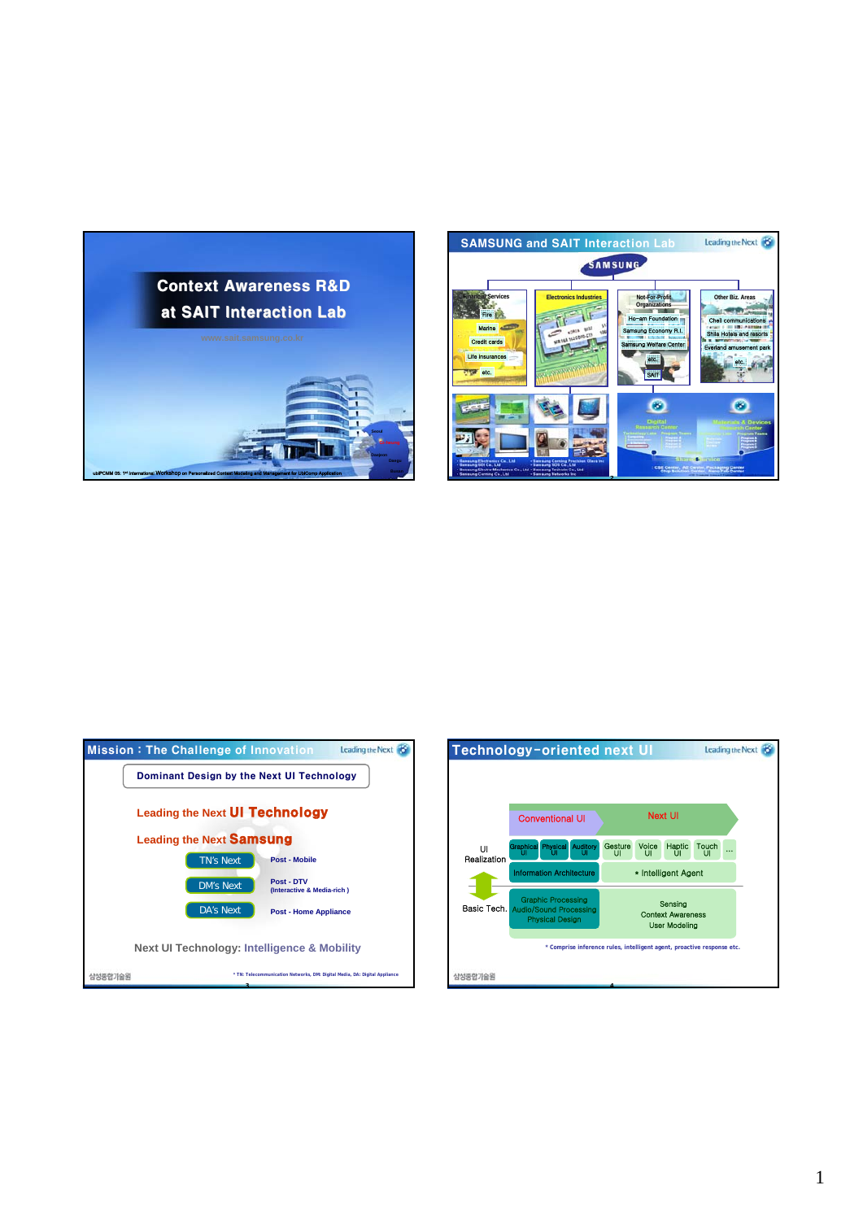# Context Awareness R&D at SAIT Interaction Lab

www.sait.samsung.co.kr

ubiPCMM 05: 1st International Workshop on Personalized Context Modeling and Management for UbiComp Application

## SAMSUNG and SAIT Interaction Lab

SAMSUNG

- Financial Services: Fire, Marine, Credit cards, Life insurances, etc.
- Electronics Industries
- Not-For-Profit Organizations: Ho-am Foundation, Samsung Economy R.I., Samsung Welfare Center, etc., SAIT
- Other Biz. Areas: Cheil communications, Shila Hotels and resorts, Everland amusement park, etc.

Digital Research Center; Materials & Devices Research Center

## Mission : The Challenge of Innovation

**Dominant Design by the Next UI Technology**

**Leading the Next UI Technology**

**Leading the Next Samsung**

- TN's Next — Post - Mobile
- DM's Next — Post - DTV (Interactive & Media-rich )
- DA's Next — Post - Home Appliance

Next UI Technology: Intelligence & Mobility

* TN: Telecommunication Networks, DM: Digital Media, DA: Digital Appliance

## Technology-oriented next UI

Conventional UI → Next UI

UI Realization:
- Graphical UI, Physical UI, Auditory UI, Gesture UI, Voice UI, Haptic UI, Touch UI, ...
- Information Architecture; * Intelligent Agent

Basic Tech.:
- Graphic Processing, Audio/Sound Processing, Physical Design
- Sensing, Context Awareness, User Modeling

* Comprise inference rules, intelligent agent, proactive response etc.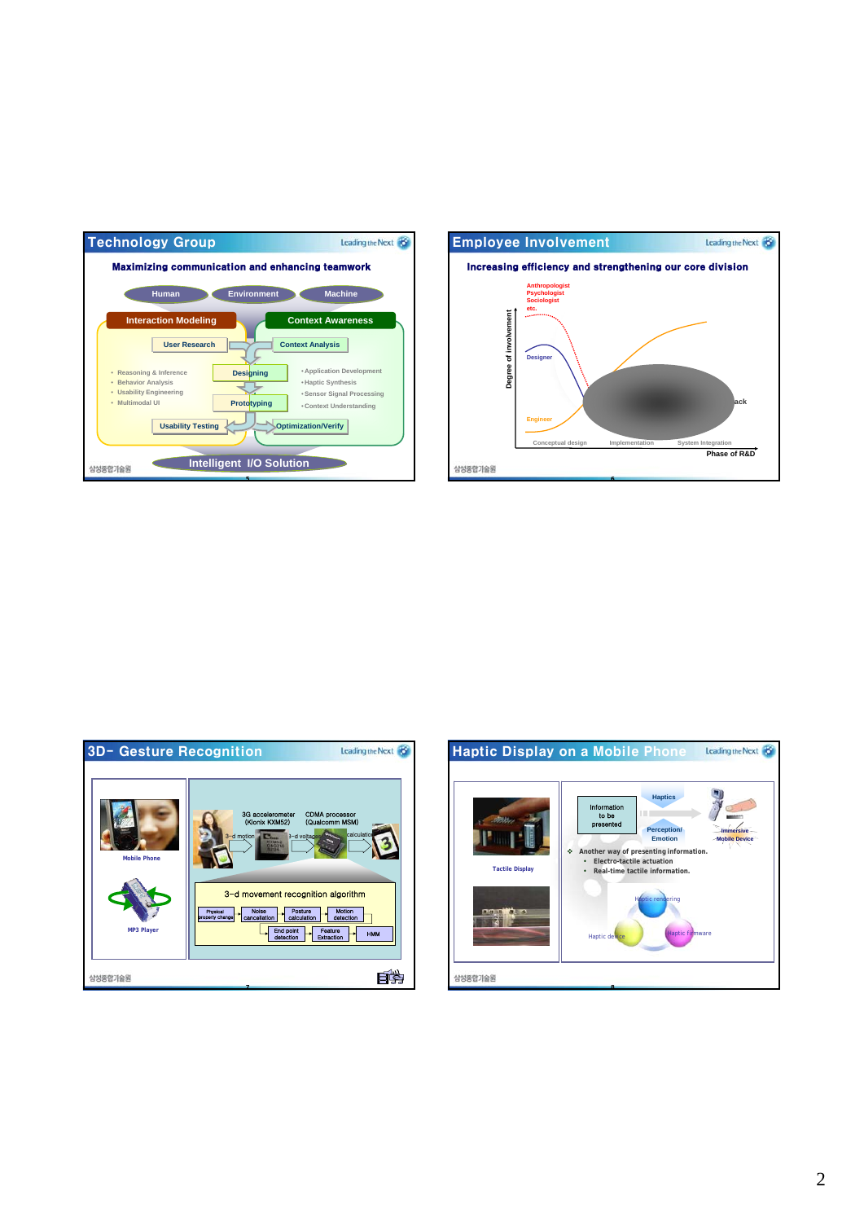## Technology Group

**Maximizing communication and enhancing teamwork**

Human | Environment | Machine

**Interaction Modeling** | **Context Awareness**

- User Research
- Context Analysis
- Designing
- Prototyping
- Usability Testing
- Optimization/Verify

- Reasoning & Inference
- Behavior Analysis
- Usability Engineering
- Multimodal UI

- Application Development
- Haptic Synthesis
- Sensor Signal Processing
- Context Understanding

**Intelligent I/O Solution**

## Employee Involvement

**Increasing efficiency and strengthening our core division**

Anthropologist
Psychologist
Sociologist
etc.

Designer

Engineer

Degree of involvement

Conceptual design | Implementation | System Integration

Phase of R&D

## 3D- Gesture Recognition

Mobile Phone

MP3 Player

3G accelerometer (Kionix KXM52)

CDMA processor (Qualcomm MSM)

3-d motion | 3-d voltage | calculation

3-d movement recognition algorithm

Physical property change | Noise cancellation | Posture calculation | Motion detection | End point detection | Feature Extraction | HMM

## Haptic Display on a Mobile Phone

Tactile Display

Information to be presented

Haptics

Perception/ Emotion

Immersive Mobile Device

- Another way of presenting information.
  - Electro-tactile actuation
  - Real-time tactile information.

Haptic rendering

Haptic device

Haptic firmware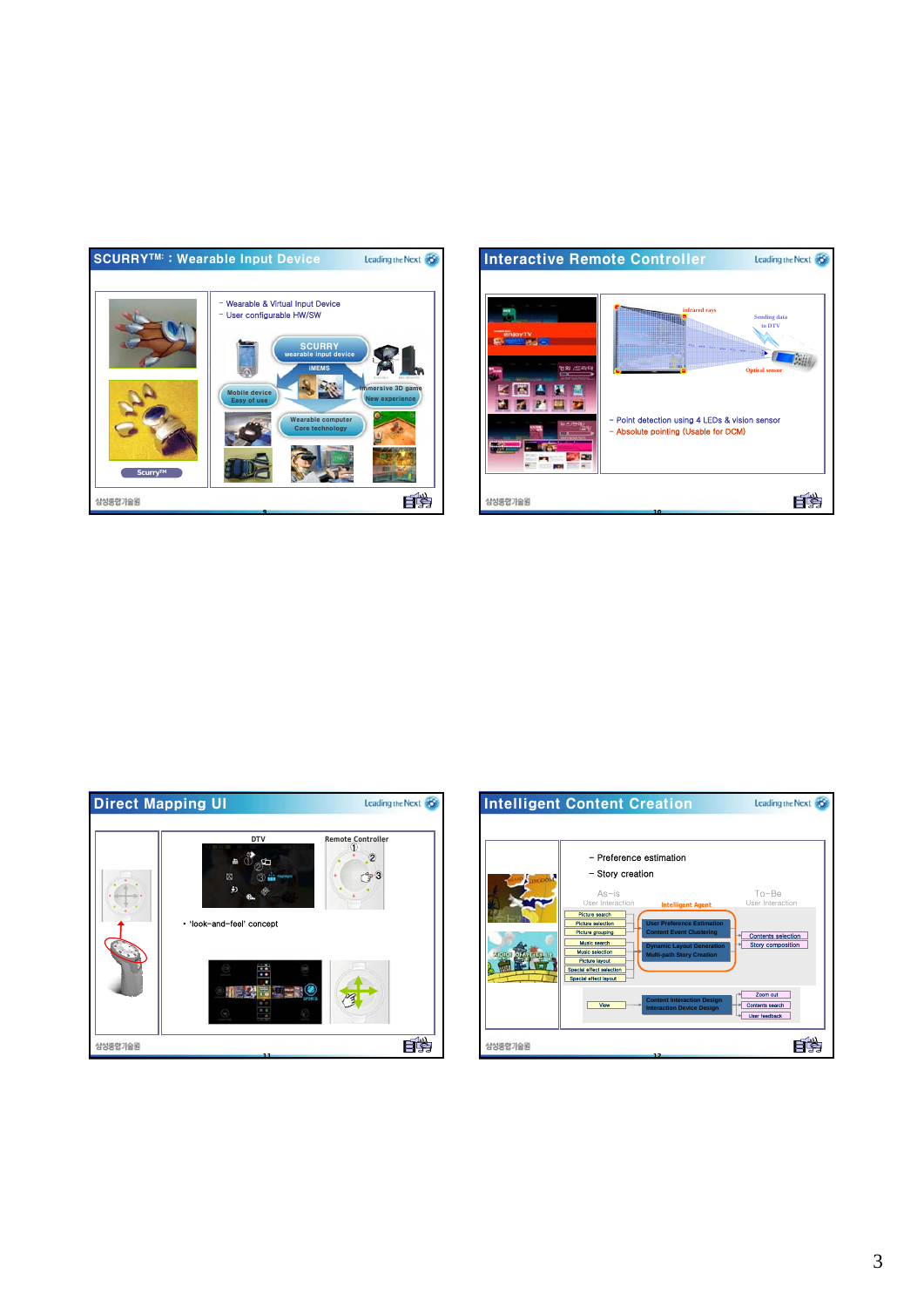## SCURRY™ : Wearable Input Device

- Wearable & Virtual Input Device
- User configurable HW/SW

SCURRY wearable input device

iMEMS

Mobile device Easy of use

Immersive 3D game New experience

Wearable computer Core technology

Scurry™

## Interactive Remote Controller

infrared rays

Sending data to DTV

Optical sensor

- Point detection using 4 LEDs & vision sensor
- Absolute pointing (Usable for DCM)

## Direct Mapping UI

DTV

Remote Controller

- 'look-and-feel' concept

## Intelligent Content Creation

- Preference estimation
- Story creation

As-is User Interaction

Intelligent Agent

To-Be User Interaction

Picture search
Picture selection
Picture grouping
Music search
Music selection
Picture layout
Special effect selection
Special effect layout

User Preference Estimation
Content Event Clustering

Dynamic Layout Generation
Multi-path Story Creation

Contents selection
Story composition

View

Content Interaction Design
Interaction Device Design

Zoom out
Contents search
User feedback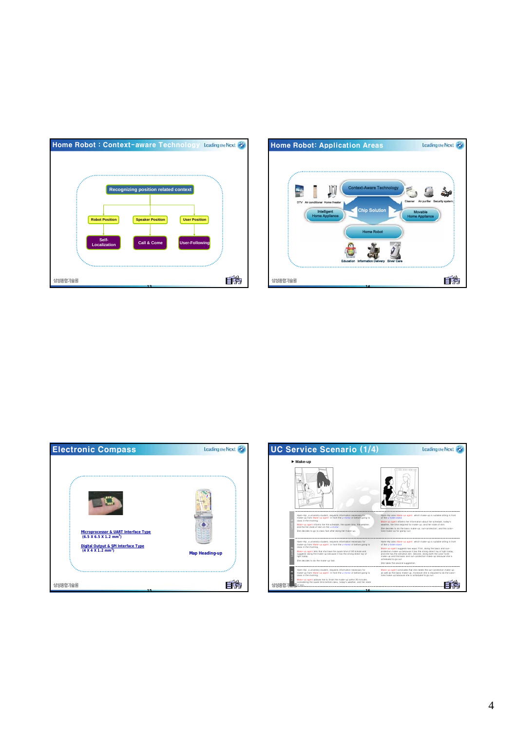## Home Robot : Context-aware Technology

Recognizing position related context

- Robot Position → Self-Localization
- Speaker Position → Call & Come
- User Position → User-Following

## Home Robot: Application Areas

DTV, Air conditioner, Home theater — Context-Aware Technology — Cleaner, Air purifier, Security system

Intelligent Home Appliance — Chip Solution — Movable Home Appliance

Home Robot

Education, Information Delivery, Silver Care

## Electronic Compass

Microprocessor & UART Interface Type (6.5 X 6.5 X 1.2 mm$^3$)

Digital Output & SPI Interface Type (4 X 4 X 1.2 mm$^3$)

Map Heading-up

## UC Service Scenario (1/4)

▶ Make-up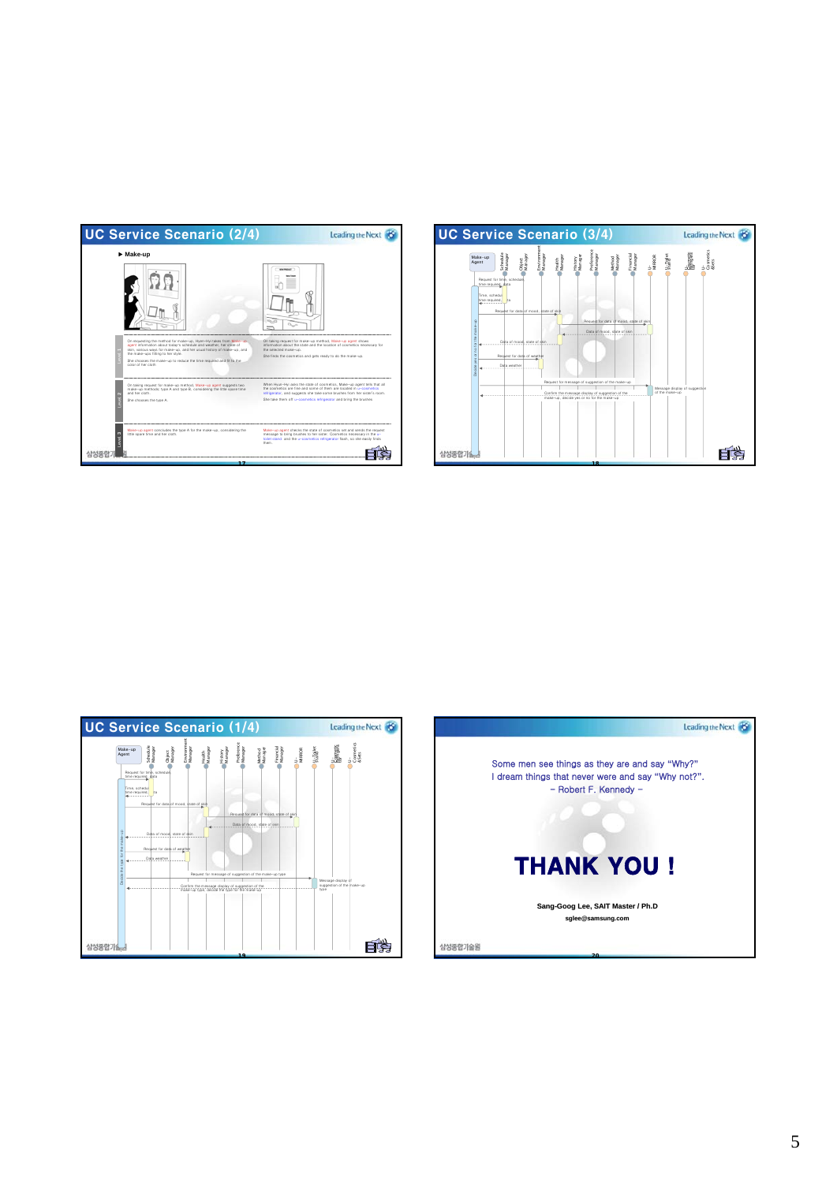## UC Service Scenario (2/4)

► Make-up

Level 1

On requesting the method for make-up, Hyen-Hye takes from Make-up agent information about today's schedule and weather, her state of skin, various ways for make-up, and her usual history of make-up, and the make-ups fitting to her style.

She chooses the make-up to reduce the time required and fit to the color of her cloth.

On taking request for make-up method, Make-up agent shows information about the state and the location of cosmetics necessary for the selected make-up.

She finds the cosmetics and gets ready to do the make-up.

Level 2

On taking request for make-up method, Make-up agent suggests two make-up methods: type A and type B, considering the little spare time and her cloth.

She chooses the type A.

When Hyun-Hye asks the state of cosmetics, Make-up agent tells that all the cosmetics are fine and some of them are located in u-cosmetics refrigerator, and suggests she take some brushes from her sister's room.

She take them off u-cosmetics refrigerator and bring the brushes.

Level 3

Make-up agent concludes the type A for the make-up, considering the little spare time and her cloth.

Make-up agent checks the state of cosmetics set and sends the request message to bring brushes to her sister. Cosmetics necessary in the u-toilet stand and the u-cosmetics refrigerator flash, so she easily finds them.

## UC Service Scenario (3/4)

Make-up Agent, Schedule Manager, Object Manager, Environment Manager, Health Manager, History Manager, Preference Manager, Method Manager, Financial Manager, u-MIRROR, u-Toilet Stand, u-Cosmetics Refrigerator, u-Cosmetics Shelf

Request for time, schedule

Time, schedule

Time required data

Request for data of mood, state of skin

Request for data of mood, state of skin

Data of mood, state of skin

Data of mood, state of skin

Request for data of weather

Data weather

Request for message of suggestion of the make-up

Message display of suggestion of the make-up

Confirm the message display of suggestion of the make-up, decide yes or no for the make-up

Decide yes or no for the make-up

## UC Service Scenario (1/4)

Make-up Agent, Schedule Manager, Object Manager, Environment Manager, Health Manager, History Manager, Preference Manager, Method Manager, Financial Manager, u-MIRROR, u-Toilet Stand, u-Cosmetics Refrigerator, u-Cosmetics Shelf

Request for time, schedule, time required, data

Time, schedule, time required data

Request for data of mood, state of skin

Request for data of mood, state of skin

Data of mood, state of skin

Data of mood, state of skin

Request for data of weather

Data weather

Request for message of suggestion of the make-up type

Message display of suggestion of the make-up type

Confirm the message display of suggestion of the make-up type, decide the type for the make-up

Decide the type for the make-up

---

Some men see things as they are and say "Why?"
I dream things that never were and say "Why not?".
– Robert F. Kennedy –

# THANK YOU !

**Sang-Goog Lee, SAIT Master / Ph.D**

**sglee@samsung.com**